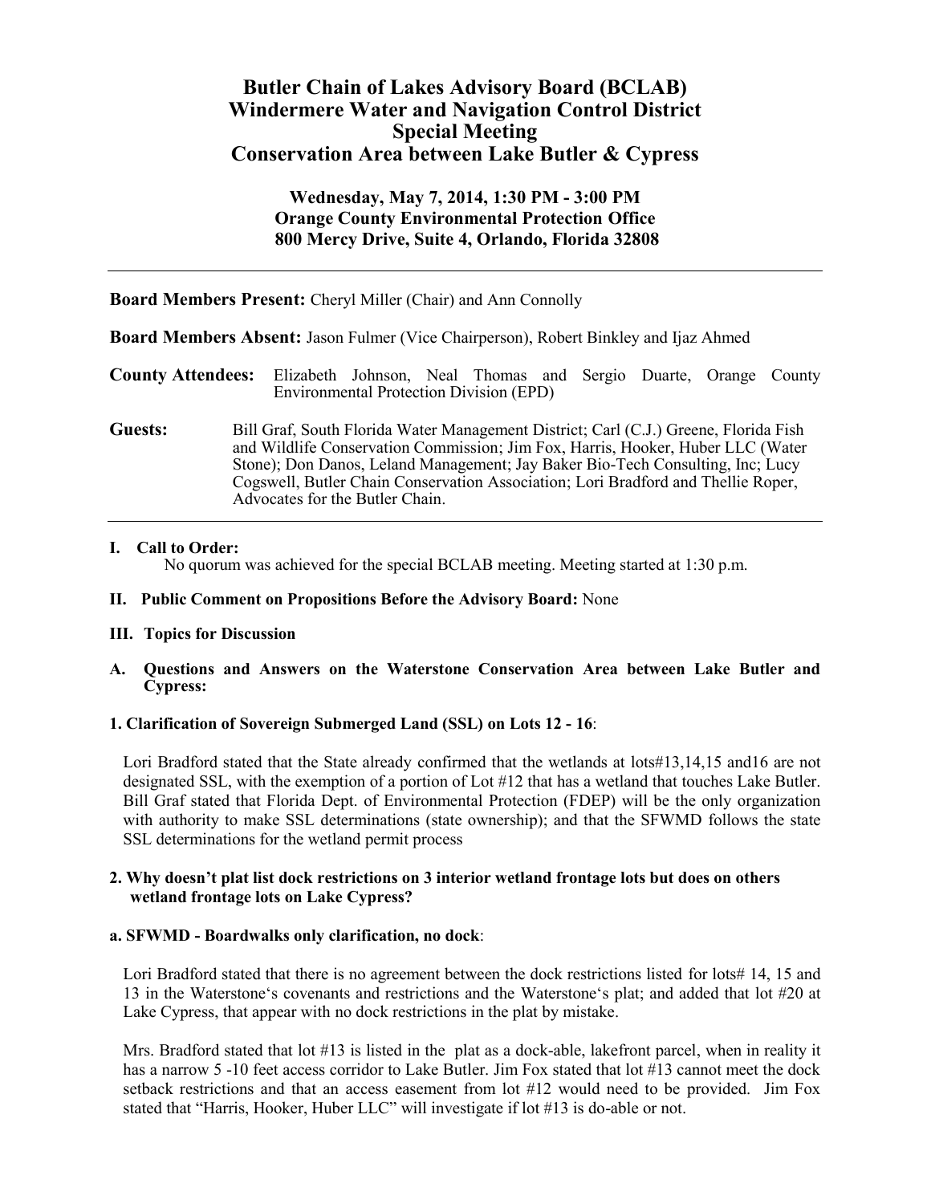# Butler Chain of Lakes Advisory Board (BCLAB)
# Windermere Water and Navigation Control District
# Special Meeting
# Conservation Area between Lake Butler & Cypress

**Wednesday, May 7, 2014, 1:30 PM - 3:00 PM**
**Orange County Environmental Protection Office**
**800 Mercy Drive, Suite 4, Orlando, Florida 32808**

---

**Board Members Present:** Cheryl Miller (Chair) and Ann Connolly

**Board Members Absent:** Jason Fulmer (Vice Chairperson), Robert Binkley and Ijaz Ahmed

**County Attendees:** Elizabeth Johnson, Neal Thomas and Sergio Duarte, Orange County Environmental Protection Division (EPD)

**Guests:** Bill Graf, South Florida Water Management District; Carl (C.J.) Greene, Florida Fish and Wildlife Conservation Commission; Jim Fox, Harris, Hooker, Huber LLC (Water Stone); Don Danos, Leland Management; Jay Baker Bio-Tech Consulting, Inc; Lucy Cogswell, Butler Chain Conservation Association; Lori Bradford and Thellie Roper, Advocates for the Butler Chain.

---

**I. Call to Order:**

No quorum was achieved for the special BCLAB meeting. Meeting started at 1:30 p.m.

**II. Public Comment on Propositions Before the Advisory Board:** None

**III. Topics for Discussion**

**A. Questions and Answers on the Waterstone Conservation Area between Lake Butler and Cypress:**

**1. Clarification of Sovereign Submerged Land (SSL) on Lots 12 - 16**:

Lori Bradford stated that the State already confirmed that the wetlands at lots#13,14,15 and16 are not designated SSL, with the exemption of a portion of Lot #12 that has a wetland that touches Lake Butler. Bill Graf stated that Florida Dept. of Environmental Protection (FDEP) will be the only organization with authority to make SSL determinations (state ownership); and that the SFWMD follows the state SSL determinations for the wetland permit process

**2. Why doesn't plat list dock restrictions on 3 interior wetland frontage lots but does on others wetland frontage lots on Lake Cypress?**

**a. SFWMD - Boardwalks only clarification, no dock**:

Lori Bradford stated that there is no agreement between the dock restrictions listed for lots# 14, 15 and 13 in the Waterstone's covenants and restrictions and the Waterstone's plat; and added that lot #20 at Lake Cypress, that appear with no dock restrictions in the plat by mistake.

Mrs. Bradford stated that lot #13 is listed in the plat as a dock-able, lakefront parcel, when in reality it has a narrow 5 -10 feet access corridor to Lake Butler. Jim Fox stated that lot #13 cannot meet the dock setback restrictions and that an access easement from lot #12 would need to be provided. Jim Fox stated that "Harris, Hooker, Huber LLC" will investigate if lot #13 is do-able or not.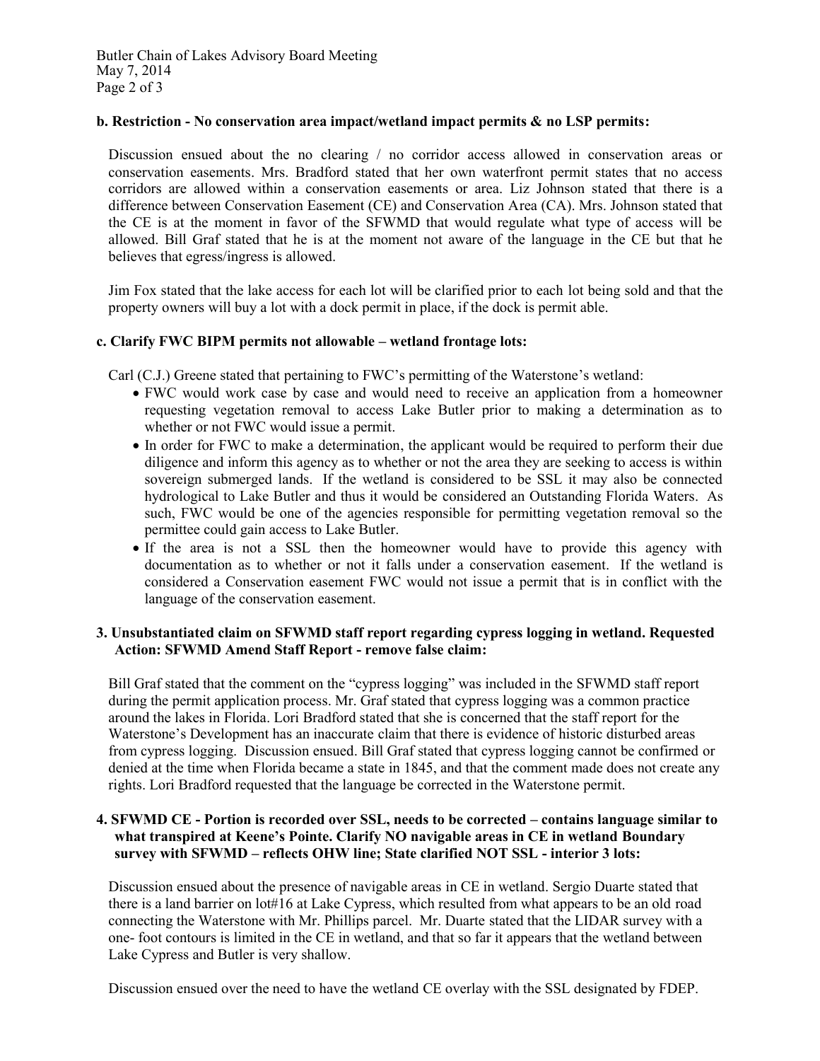**b. Restriction - No conservation area impact/wetland impact permits & no LSP permits:**

Discussion ensued about the no clearing / no corridor access allowed in conservation areas or conservation easements. Mrs. Bradford stated that her own waterfront permit states that no access corridors are allowed within a conservation easements or area. Liz Johnson stated that there is a difference between Conservation Easement (CE) and Conservation Area (CA). Mrs. Johnson stated that the CE is at the moment in favor of the SFWMD that would regulate what type of access will be allowed. Bill Graf stated that he is at the moment not aware of the language in the CE but that he believes that egress/ingress is allowed.

Jim Fox stated that the lake access for each lot will be clarified prior to each lot being sold and that the property owners will buy a lot with a dock permit in place, if the dock is permit able.

**c. Clarify FWC BIPM permits not allowable – wetland frontage lots:**

Carl (C.J.) Greene stated that pertaining to FWC's permitting of the Waterstone's wetland:

- FWC would work case by case and would need to receive an application from a homeowner requesting vegetation removal to access Lake Butler prior to making a determination as to whether or not FWC would issue a permit.
- In order for FWC to make a determination, the applicant would be required to perform their due diligence and inform this agency as to whether or not the area they are seeking to access is within sovereign submerged lands. If the wetland is considered to be SSL it may also be connected hydrological to Lake Butler and thus it would be considered an Outstanding Florida Waters. As such, FWC would be one of the agencies responsible for permitting vegetation removal so the permittee could gain access to Lake Butler.
- If the area is not a SSL then the homeowner would have to provide this agency with documentation as to whether or not it falls under a conservation easement. If the wetland is considered a Conservation easement FWC would not issue a permit that is in conflict with the language of the conservation easement.

**3. Unsubstantiated claim on SFWMD staff report regarding cypress logging in wetland. Requested Action: SFWMD Amend Staff Report - remove false claim:**

Bill Graf stated that the comment on the "cypress logging" was included in the SFWMD staff report during the permit application process. Mr. Graf stated that cypress logging was a common practice around the lakes in Florida. Lori Bradford stated that she is concerned that the staff report for the Waterstone's Development has an inaccurate claim that there is evidence of historic disturbed areas from cypress logging. Discussion ensued. Bill Graf stated that cypress logging cannot be confirmed or denied at the time when Florida became a state in 1845, and that the comment made does not create any rights. Lori Bradford requested that the language be corrected in the Waterstone permit.

**4. SFWMD CE - Portion is recorded over SSL, needs to be corrected – contains language similar to what transpired at Keene's Pointe. Clarify NO navigable areas in CE in wetland Boundary survey with SFWMD – reflects OHW line; State clarified NOT SSL - interior 3 lots:**

Discussion ensued about the presence of navigable areas in CE in wetland. Sergio Duarte stated that there is a land barrier on lot#16 at Lake Cypress, which resulted from what appears to be an old road connecting the Waterstone with Mr. Phillips parcel. Mr. Duarte stated that the LIDAR survey with a one- foot contours is limited in the CE in wetland, and that so far it appears that the wetland between Lake Cypress and Butler is very shallow.

Discussion ensued over the need to have the wetland CE overlay with the SSL designated by FDEP.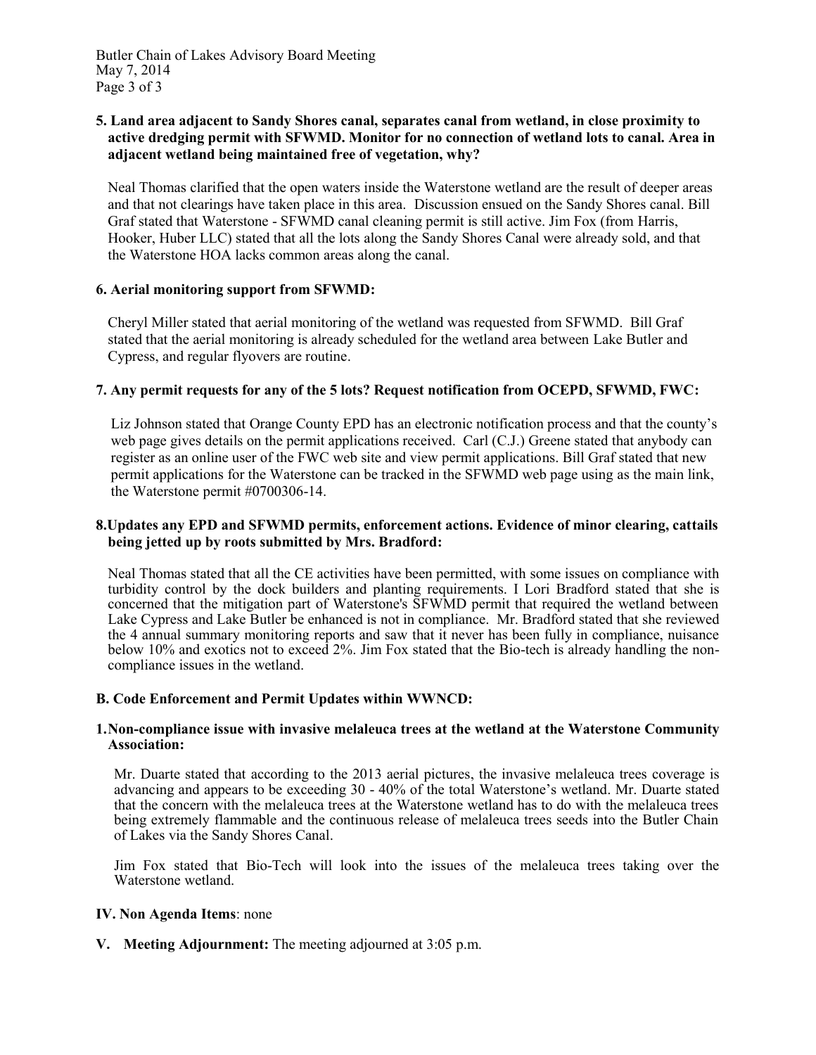**5. Land area adjacent to Sandy Shores canal, separates canal from wetland, in close proximity to active dredging permit with SFWMD. Monitor for no connection of wetland lots to canal. Area in adjacent wetland being maintained free of vegetation, why?**

Neal Thomas clarified that the open waters inside the Waterstone wetland are the result of deeper areas and that not clearings have taken place in this area. Discussion ensued on the Sandy Shores canal. Bill Graf stated that Waterstone - SFWMD canal cleaning permit is still active. Jim Fox (from Harris, Hooker, Huber LLC) stated that all the lots along the Sandy Shores Canal were already sold, and that the Waterstone HOA lacks common areas along the canal.

**6. Aerial monitoring support from SFWMD:**

Cheryl Miller stated that aerial monitoring of the wetland was requested from SFWMD. Bill Graf stated that the aerial monitoring is already scheduled for the wetland area between Lake Butler and Cypress, and regular flyovers are routine.

**7. Any permit requests for any of the 5 lots? Request notification from OCEPD, SFWMD, FWC:**

Liz Johnson stated that Orange County EPD has an electronic notification process and that the county's web page gives details on the permit applications received. Carl (C.J.) Greene stated that anybody can register as an online user of the FWC web site and view permit applications. Bill Graf stated that new permit applications for the Waterstone can be tracked in the SFWMD web page using as the main link, the Waterstone permit #0700306-14.

**8.Updates any EPD and SFWMD permits, enforcement actions. Evidence of minor clearing, cattails being jetted up by roots submitted by Mrs. Bradford:**

Neal Thomas stated that all the CE activities have been permitted, with some issues on compliance with turbidity control by the dock builders and planting requirements. I Lori Bradford stated that she is concerned that the mitigation part of Waterstone's SFWMD permit that required the wetland between Lake Cypress and Lake Butler be enhanced is not in compliance. Mr. Bradford stated that she reviewed the 4 annual summary monitoring reports and saw that it never has been fully in compliance, nuisance below 10% and exotics not to exceed 2%. Jim Fox stated that the Bio-tech is already handling the non-compliance issues in the wetland.

**B. Code Enforcement and Permit Updates within WWNCD:**

**1.Non-compliance issue with invasive melaleuca trees at the wetland at the Waterstone Community Association:**

Mr. Duarte stated that according to the 2013 aerial pictures, the invasive melaleuca trees coverage is advancing and appears to be exceeding 30 - 40% of the total Waterstone's wetland. Mr. Duarte stated that the concern with the melaleuca trees at the Waterstone wetland has to do with the melaleuca trees being extremely flammable and the continuous release of melaleuca trees seeds into the Butler Chain of Lakes via the Sandy Shores Canal.

Jim Fox stated that Bio-Tech will look into the issues of the melaleuca trees taking over the Waterstone wetland.

**IV. Non Agenda Items**: none

**V. Meeting Adjournment:** The meeting adjourned at 3:05 p.m.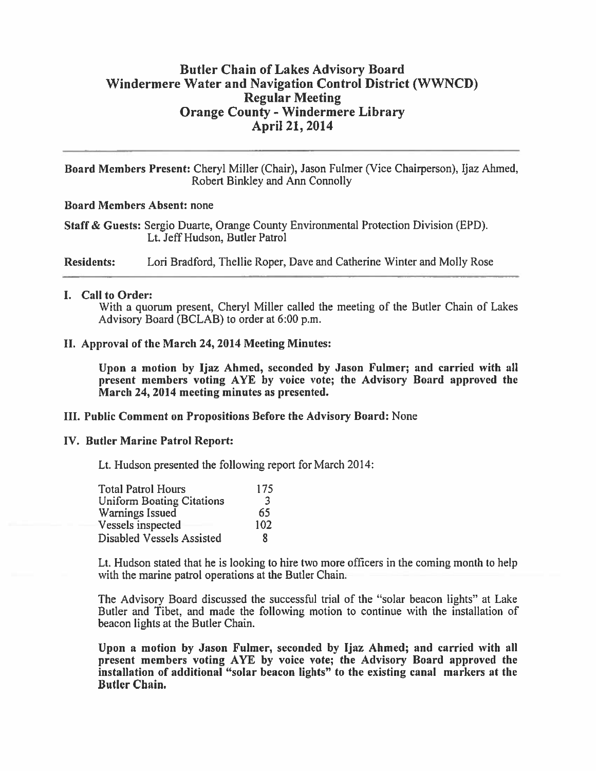# Butler Chain of Lakes Advisory Board
# Windermere Water and Navigation Control District (WWNCD)
# Regular Meeting
# Orange County - Windermere Library
# April 21, 2014

**Board Members Present:** Cheryl Miller (Chair), Jason Fulmer (Vice Chairperson), Ijaz Ahmed, Robert Binkley and Ann Connolly

**Board Members Absent:** none

**Staff & Guests:** Sergio Duarte, Orange County Environmental Protection Division (EPD). Lt. Jeff Hudson, Butler Patrol

**Residents:** Lori Bradford, Thellie Roper, Dave and Catherine Winter and Molly Rose

## I. Call to Order:

With a quorum present, Cheryl Miller called the meeting of the Butler Chain of Lakes Advisory Board (BCLAB) to order at 6:00 p.m.

## II. Approval of the March 24, 2014 Meeting Minutes:

**Upon a motion by Ijaz Ahmed, seconded by Jason Fulmer; and carried with all present members voting AYE by voice vote; the Advisory Board approved the March 24, 2014 meeting minutes as presented.**

## III. Public Comment on Propositions Before the Advisory Board: None

## IV. Butler Marine Patrol Report:

Lt. Hudson presented the following report for March 2014:

| | |
|---|---|
| Total Patrol Hours | 175 |
| Uniform Boating Citations | 3 |
| Warnings Issued | 65 |
| Vessels inspected | 102 |
| Disabled Vessels Assisted | 8 |

Lt. Hudson stated that he is looking to hire two more officers in the coming month to help with the marine patrol operations at the Butler Chain.

The Advisory Board discussed the successful trial of the "solar beacon lights" at Lake Butler and Tibet, and made the following motion to continue with the installation of beacon lights at the Butler Chain.

**Upon a motion by Jason Fulmer, seconded by Ijaz Ahmed; and carried with all present members voting AYE by voice vote; the Advisory Board approved the installation of additional "solar beacon lights" to the existing canal markers at the Butler Chain.**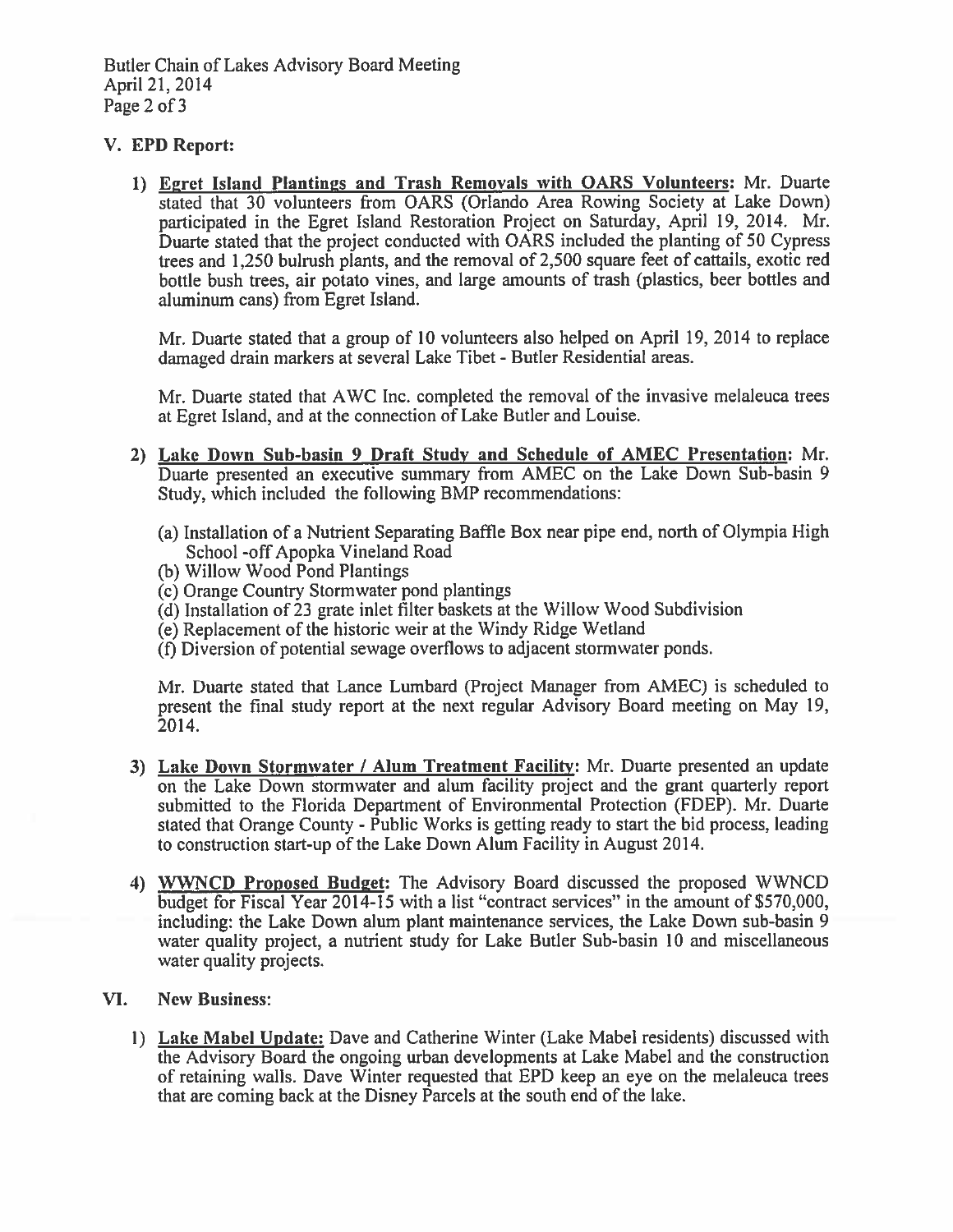## V. EPD Report:

1) **Egret Island Plantings and Trash Removals with OARS Volunteers:** Mr. Duarte stated that 30 volunteers from OARS (Orlando Area Rowing Society at Lake Down) participated in the Egret Island Restoration Project on Saturday, April 19, 2014. Mr. Duarte stated that the project conducted with OARS included the planting of 50 Cypress trees and 1,250 bulrush plants, and the removal of 2,500 square feet of cattails, exotic red bottle bush trees, air potato vines, and large amounts of trash (plastics, beer bottles and aluminum cans) from Egret Island.

   Mr. Duarte stated that a group of 10 volunteers also helped on April 19, 2014 to replace damaged drain markers at several Lake Tibet - Butler Residential areas.

   Mr. Duarte stated that AWC Inc. completed the removal of the invasive melaleuca trees at Egret Island, and at the connection of Lake Butler and Louise.

2) **Lake Down Sub-basin 9 Draft Study and Schedule of AMEC Presentation:** Mr. Duarte presented an executive summary from AMEC on the Lake Down Sub-basin 9 Study, which included the following BMP recommendations:

   (a) Installation of a Nutrient Separating Baffle Box near pipe end, north of Olympia High School -off Apopka Vineland Road
   (b) Willow Wood Pond Plantings
   (c) Orange Country Stormwater pond plantings
   (d) Installation of 23 grate inlet filter baskets at the Willow Wood Subdivision
   (e) Replacement of the historic weir at the Windy Ridge Wetland
   (f) Diversion of potential sewage overflows to adjacent stormwater ponds.

   Mr. Duarte stated that Lance Lumbard (Project Manager from AMEC) is scheduled to present the final study report at the next regular Advisory Board meeting on May 19, 2014.

3) **Lake Down Stormwater / Alum Treatment Facility:** Mr. Duarte presented an update on the Lake Down stormwater and alum facility project and the grant quarterly report submitted to the Florida Department of Environmental Protection (FDEP). Mr. Duarte stated that Orange County - Public Works is getting ready to start the bid process, leading to construction start-up of the Lake Down Alum Facility in August 2014.

4) **WWNCD Proposed Budget:** The Advisory Board discussed the proposed WWNCD budget for Fiscal Year 2014-15 with a list "contract services" in the amount of $570,000, including: the Lake Down alum plant maintenance services, the Lake Down sub-basin 9 water quality project, a nutrient study for Lake Butler Sub-basin 10 and miscellaneous water quality projects.

## VI. New Business:

1) **Lake Mabel Update:** Dave and Catherine Winter (Lake Mabel residents) discussed with the Advisory Board the ongoing urban developments at Lake Mabel and the construction of retaining walls. Dave Winter requested that EPD keep an eye on the melaleuca trees that are coming back at the Disney Parcels at the south end of the lake.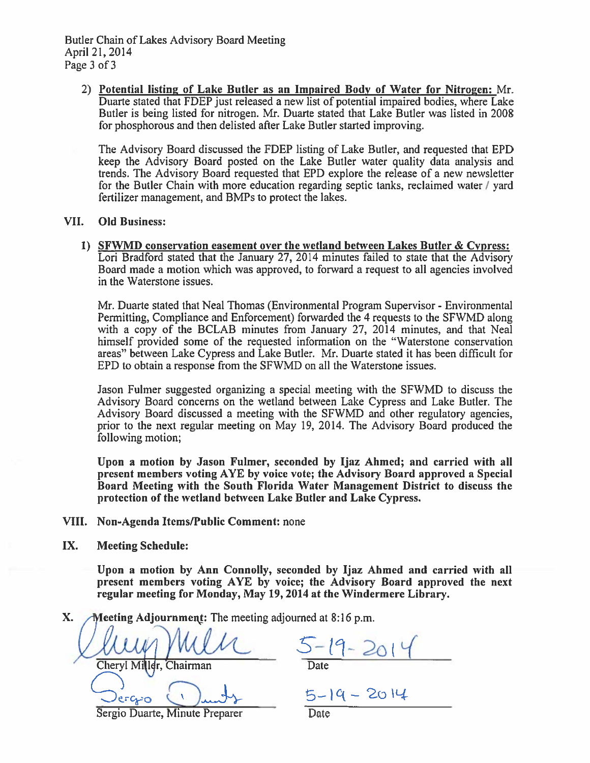2) **Potential listing of Lake Butler as an Impaired Body of Water for Nitrogen:** Mr. Duarte stated that FDEP just released a new list of potential impaired bodies, where Lake Butler is being listed for nitrogen. Mr. Duarte stated that Lake Butler was listed in 2008 for phosphorous and then delisted after Lake Butler started improving.

   The Advisory Board discussed the FDEP listing of Lake Butler, and requested that EPD keep the Advisory Board posted on the Lake Butler water quality data analysis and trends. The Advisory Board requested that EPD explore the release of a new newsletter for the Butler Chain with more education regarding septic tanks, reclaimed water / yard fertilizer management, and BMPs to protect the lakes.

## VII. Old Business:

1) **SFWMD conservation easement over the wetland between Lakes Butler & Cypress:** Lori Bradford stated that the January 27, 2014 minutes failed to state that the Advisory Board made a motion which was approved, to forward a request to all agencies involved in the Waterstone issues.

   Mr. Duarte stated that Neal Thomas (Environmental Program Supervisor - Environmental Permitting, Compliance and Enforcement) forwarded the 4 requests to the SFWMD along with a copy of the BCLAB minutes from January 27, 2014 minutes, and that Neal himself provided some of the requested information on the "Waterstone conservation areas" between Lake Cypress and Lake Butler. Mr. Duarte stated it has been difficult for EPD to obtain a response from the SFWMD on all the Waterstone issues.

   Jason Fulmer suggested organizing a special meeting with the SFWMD to discuss the Advisory Board concerns on the wetland between Lake Cypress and Lake Butler. The Advisory Board discussed a meeting with the SFWMD and other regulatory agencies, prior to the next regular meeting on May 19, 2014. The Advisory Board produced the following motion;

   **Upon a motion by Jason Fulmer, seconded by Ijaz Ahmed; and carried with all present members voting AYE by voice vote; the Advisory Board approved a Special Board Meeting with the South Florida Water Management District to discuss the protection of the wetland between Lake Butler and Lake Cypress.**

## VIII. Non-Agenda Items/Public Comment: none

## IX. Meeting Schedule:

**Upon a motion by Ann Connolly, seconded by Ijaz Ahmed and carried with all present members voting AYE by voice; the Advisory Board approved the next regular meeting for Monday, May 19, 2014 at the Windermere Library.**

## X. Meeting Adjournment: The meeting adjourned at 8:16 p.m.

Cheryl Miller (signature) — 5-19-2014

Cheryl Miller, Chairman — Date

Sergio Duarte (signature) — 5-19-2014

Sergio Duarte, Minute Preparer — Date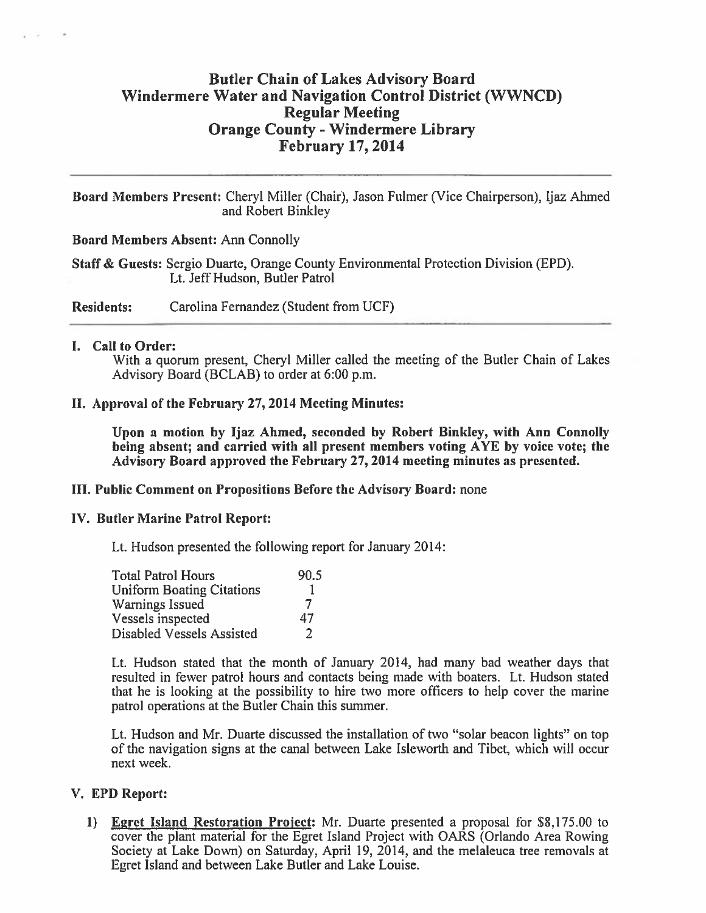# Butler Chain of Lakes Advisory Board
# Windermere Water and Navigation Control District (WWNCD)
# Regular Meeting
# Orange County - Windermere Library
# February 17, 2014

---

**Board Members Present:** Cheryl Miller (Chair), Jason Fulmer (Vice Chairperson), Ijaz Ahmed and Robert Binkley

**Board Members Absent:** Ann Connolly

**Staff & Guests:** Sergio Duarte, Orange County Environmental Protection Division (EPD). Lt. Jeff Hudson, Butler Patrol

**Residents:** Carolina Fernandez (Student from UCF)

---

## I. Call to Order:

With a quorum present, Cheryl Miller called the meeting of the Butler Chain of Lakes Advisory Board (BCLAB) to order at 6:00 p.m.

## II. Approval of the February 27, 2014 Meeting Minutes:

**Upon a motion by Ijaz Ahmed, seconded by Robert Binkley, with Ann Connolly being absent; and carried with all present members voting AYE by voice vote; the Advisory Board approved the February 27, 2014 meeting minutes as presented.**

## III. Public Comment on Propositions Before the Advisory Board: none

## IV. Butler Marine Patrol Report:

Lt. Hudson presented the following report for January 2014:

| | |
|---|---|
| Total Patrol Hours | 90.5 |
| Uniform Boating Citations | 1 |
| Warnings Issued | 7 |
| Vessels inspected | 47 |
| Disabled Vessels Assisted | 2 |

Lt. Hudson stated that the month of January 2014, had many bad weather days that resulted in fewer patrol hours and contacts being made with boaters. Lt. Hudson stated that he is looking at the possibility to hire two more officers to help cover the marine patrol operations at the Butler Chain this summer.

Lt. Hudson and Mr. Duarte discussed the installation of two "solar beacon lights" on top of the navigation signs at the canal between Lake Isleworth and Tibet, which will occur next week.

## V. EPD Report:

1) <u>Egret Island Restoration Project</u>: Mr. Duarte presented a proposal for \$8,175.00 to cover the plant material for the Egret Island Project with OARS (Orlando Area Rowing Society at Lake Down) on Saturday, April 19, 2014, and the melaleuca tree removals at Egret Island and between Lake Butler and Lake Louise.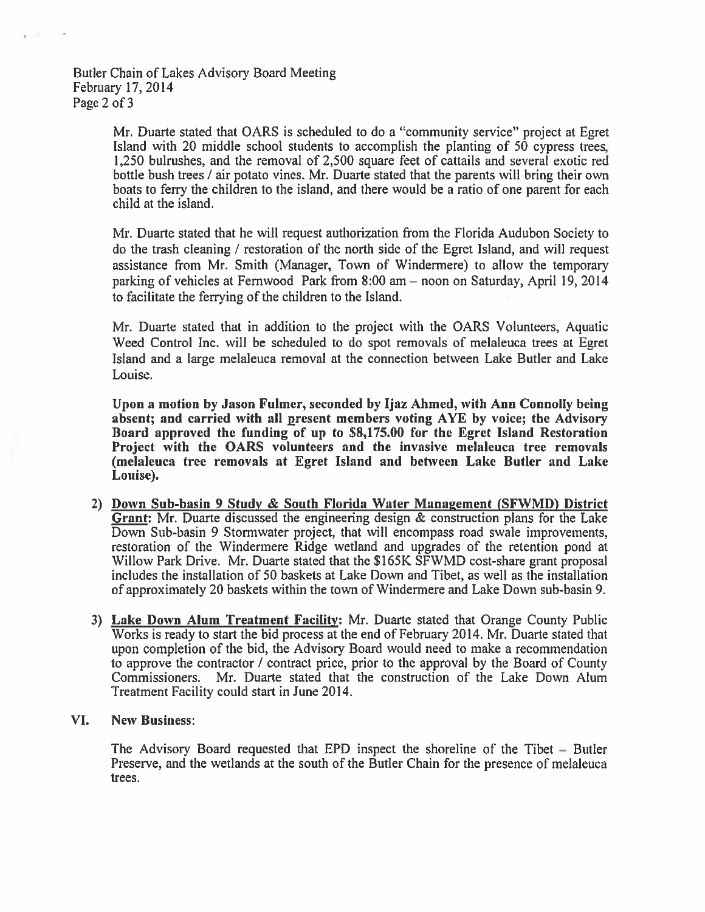Mr. Duarte stated that OARS is scheduled to do a "community service" project at Egret Island with 20 middle school students to accomplish the planting of 50 cypress trees, 1,250 bulrushes, and the removal of 2,500 square feet of cattails and several exotic red bottle bush trees / air potato vines. Mr. Duarte stated that the parents will bring their own boats to ferry the children to the island, and there would be a ratio of one parent for each child at the island.

Mr. Duarte stated that he will request authorization from the Florida Audubon Society to do the trash cleaning / restoration of the north side of the Egret Island, and will request assistance from Mr. Smith (Manager, Town of Windermere) to allow the temporary parking of vehicles at Fernwood Park from 8:00 am – noon on Saturday, April 19, 2014 to facilitate the ferrying of the children to the Island.

Mr. Duarte stated that in addition to the project with the OARS Volunteers, Aquatic Weed Control Inc. will be scheduled to do spot removals of melaleuca trees at Egret Island and a large melaleuca removal at the connection between Lake Butler and Lake Louise.

**Upon a motion by Jason Fulmer, seconded by Ijaz Ahmed, with Ann Connolly being absent; and carried with all present members voting AYE by voice; the Advisory Board approved the funding of up to $8,175.00 for the Egret Island Restoration Project with the OARS volunteers and the invasive melaleuca tree removals (melaleuca tree removals at Egret Island and between Lake Butler and Lake Louise).**

2) **Down Sub-basin 9 Study & South Florida Water Management (SFWMD) District Grant:** Mr. Duarte discussed the engineering design & construction plans for the Lake Down Sub-basin 9 Stormwater project, that will encompass road swale improvements, restoration of the Windermere Ridge wetland and upgrades of the retention pond at Willow Park Drive. Mr. Duarte stated that the $165K SFWMD cost-share grant proposal includes the installation of 50 baskets at Lake Down and Tibet, as well as the installation of approximately 20 baskets within the town of Windermere and Lake Down sub-basin 9.

3) **Lake Down Alum Treatment Facility:** Mr. Duarte stated that Orange County Public Works is ready to start the bid process at the end of February 2014. Mr. Duarte stated that upon completion of the bid, the Advisory Board would need to make a recommendation to approve the contractor / contract price, prior to the approval by the Board of County Commissioners. Mr. Duarte stated that the construction of the Lake Down Alum Treatment Facility could start in June 2014.

## VI. New Business:

The Advisory Board requested that EPD inspect the shoreline of the Tibet – Butler Preserve, and the wetlands at the south of the Butler Chain for the presence of melaleuca trees.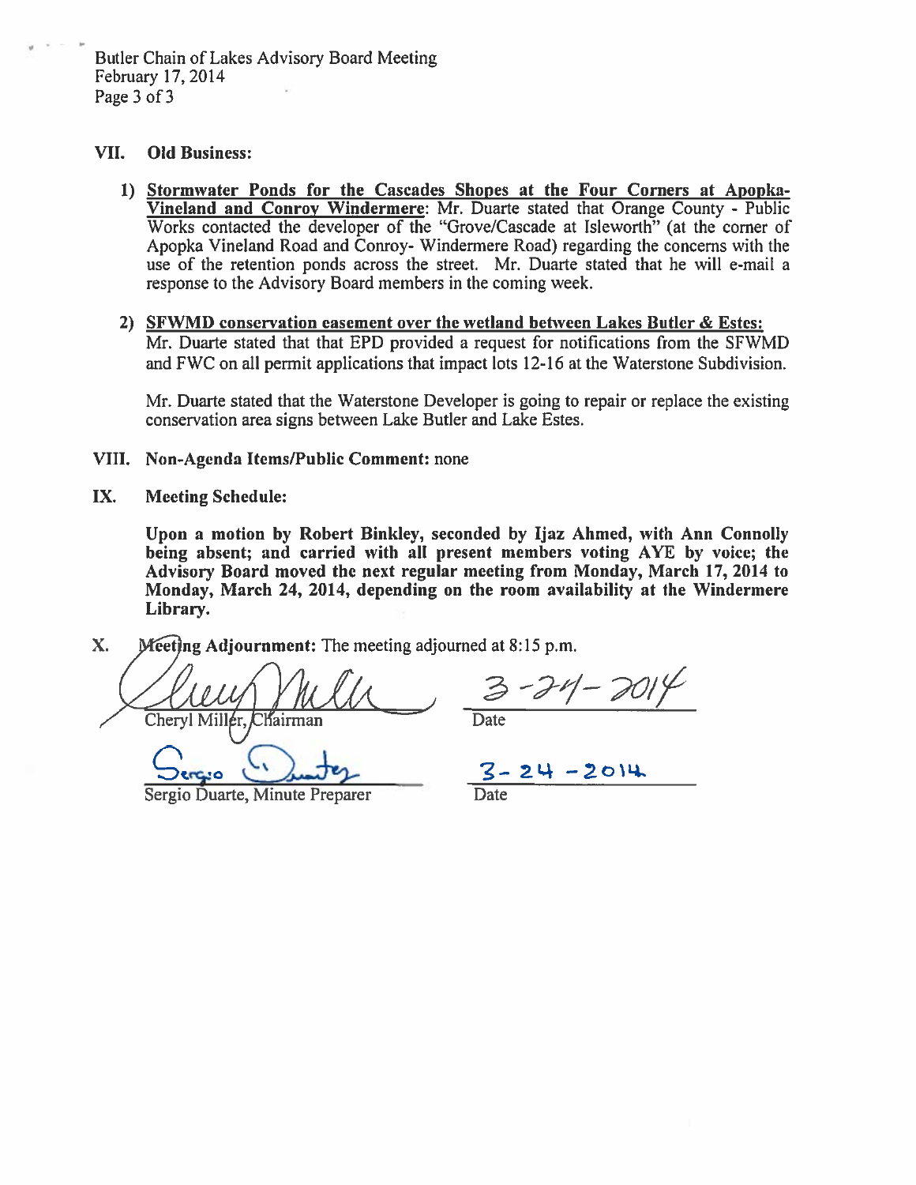## VII. Old Business:

1) **<u>Stormwater Ponds for the Cascades Shopes at the Four Corners at Apopka-Vineland and Conroy Windermere</u>**: Mr. Duarte stated that Orange County - Public Works contacted the developer of the "Grove/Cascade at Isleworth" (at the corner of Apopka Vineland Road and Conroy- Windermere Road) regarding the concerns with the use of the retention ponds across the street. Mr. Duarte stated that he will e-mail a response to the Advisory Board members in the coming week.

2) **<u>SFWMD conservation easement over the wetland between Lakes Butler & Estes:</u>** Mr. Duarte stated that that EPD provided a request for notifications from the SFWMD and FWC on all permit applications that impact lots 12-16 at the Waterstone Subdivision.

   Mr. Duarte stated that the Waterstone Developer is going to repair or replace the existing conservation area signs between Lake Butler and Lake Estes.

## VIII. Non-Agenda Items/Public Comment: none

## IX. Meeting Schedule:

**Upon a motion by Robert Binkley, seconded by Ijaz Ahmed, with Ann Connolly being absent; and carried with all present members voting AYE by voice; the Advisory Board moved the next regular meeting from Monday, March 17, 2014 to Monday, March 24, 2014, depending on the room availability at the Windermere Library.**

## X. Meeting Adjournment: The meeting adjourned at 8:15 p.m.

| | |
|---|---|
| Cheryl Miller, Chairman | 3-24-2014 |
| | Date |
| Sergio Duarte, Minute Preparer | 3-24-2014 |
| | Date |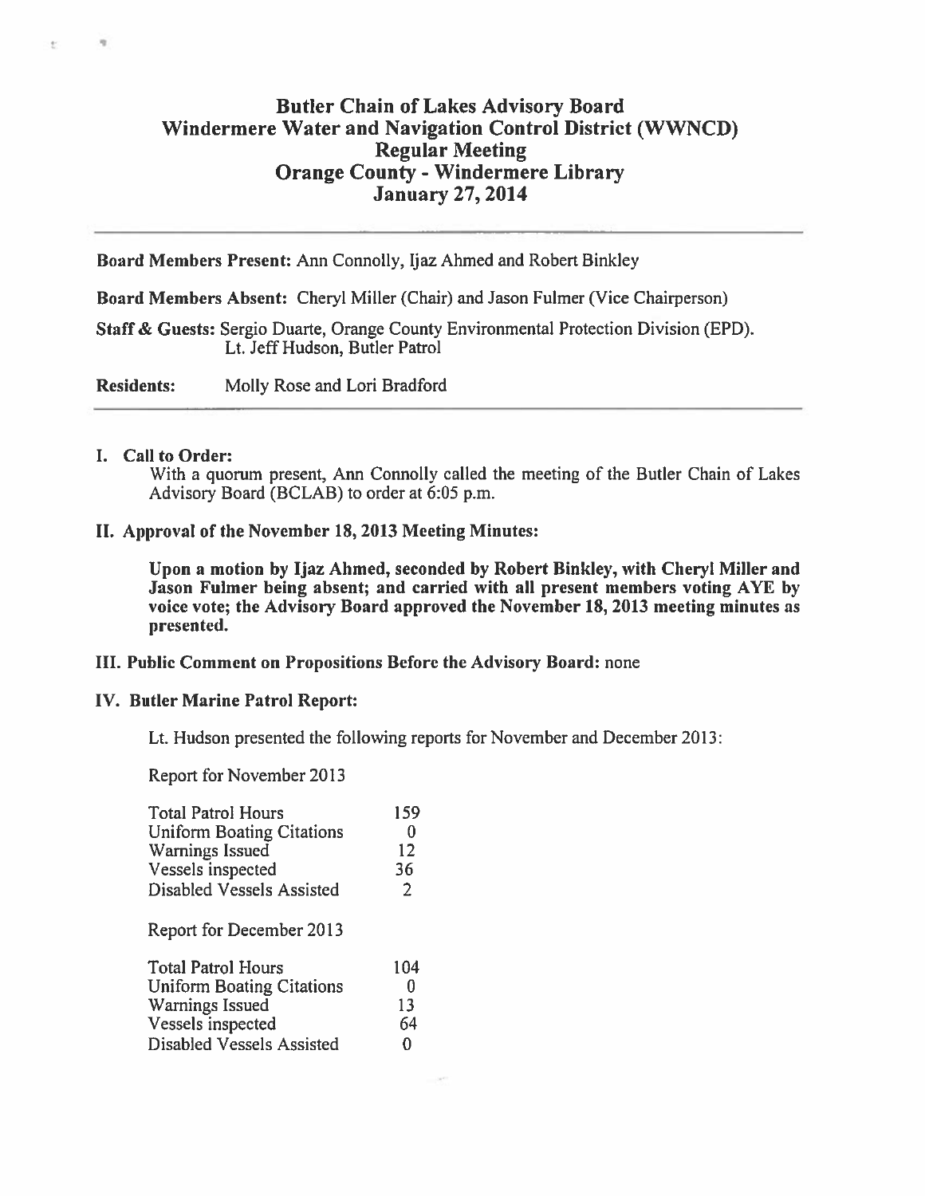# Butler Chain of Lakes Advisory Board
# Windermere Water and Navigation Control District (WWNCD)
# Regular Meeting
# Orange County - Windermere Library
# January 27, 2014

---

**Board Members Present:** Ann Connolly, Ijaz Ahmed and Robert Binkley

**Board Members Absent:** Cheryl Miller (Chair) and Jason Fulmer (Vice Chairperson)

**Staff & Guests:** Sergio Duarte, Orange County Environmental Protection Division (EPD).
Lt. Jeff Hudson, Butler Patrol

**Residents:** Molly Rose and Lori Bradford

---

**I. Call to Order:**

With a quorum present, Ann Connolly called the meeting of the Butler Chain of Lakes Advisory Board (BCLAB) to order at 6:05 p.m.

**II. Approval of the November 18, 2013 Meeting Minutes:**

**Upon a motion by Ijaz Ahmed, seconded by Robert Binkley, with Cheryl Miller and Jason Fulmer being absent; and carried with all present members voting AYE by voice vote; the Advisory Board approved the November 18, 2013 meeting minutes as presented.**

**III. Public Comment on Propositions Before the Advisory Board:** none

**IV. Butler Marine Patrol Report:**

Lt. Hudson presented the following reports for November and December 2013:

Report for November 2013

| | |
|---|---|
| Total Patrol Hours | 159 |
| Uniform Boating Citations | 0 |
| Warnings Issued | 12 |
| Vessels inspected | 36 |
| Disabled Vessels Assisted | 2 |

Report for December 2013

| | |
|---|---|
| Total Patrol Hours | 104 |
| Uniform Boating Citations | 0 |
| Warnings Issued | 13 |
| Vessels inspected | 64 |
| Disabled Vessels Assisted | 0 |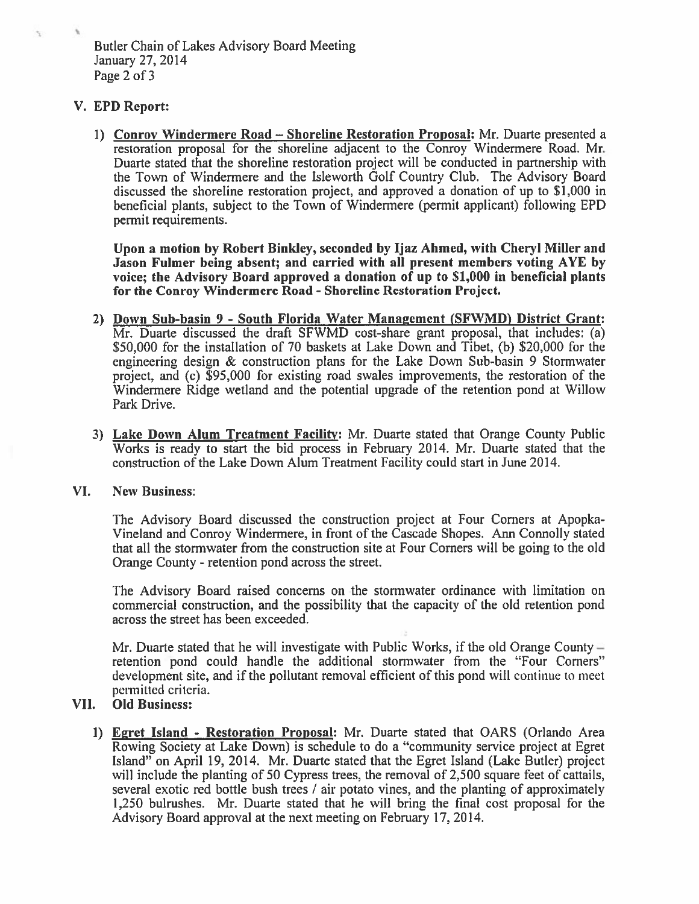## V. EPD Report:

1) **Conroy Windermere Road – Shoreline Restoration Proposal:** Mr. Duarte presented a restoration proposal for the shoreline adjacent to the Conroy Windermere Road. Mr. Duarte stated that the shoreline restoration project will be conducted in partnership with the Town of Windermere and the Isleworth Golf Country Club. The Advisory Board discussed the shoreline restoration project, and approved a donation of up to $1,000 in beneficial plants, subject to the Town of Windermere (permit applicant) following EPD permit requirements.

   **Upon a motion by Robert Binkley, seconded by Ijaz Ahmed, with Cheryl Miller and Jason Fulmer being absent; and carried with all present members voting AYE by voice; the Advisory Board approved a donation of up to $1,000 in beneficial plants for the Conroy Windermere Road - Shoreline Restoration Project.**

2) **Down Sub-basin 9 - South Florida Water Management (SFWMD) District Grant:** Mr. Duarte discussed the draft SFWMD cost-share grant proposal, that includes: (a) $50,000 for the installation of 70 baskets at Lake Down and Tibet, (b) $20,000 for the engineering design & construction plans for the Lake Down Sub-basin 9 Stormwater project, and (c) $95,000 for existing road swales improvements, the restoration of the Windermere Ridge wetland and the potential upgrade of the retention pond at Willow Park Drive.

3) **Lake Down Alum Treatment Facility:** Mr. Duarte stated that Orange County Public Works is ready to start the bid process in February 2014. Mr. Duarte stated that the construction of the Lake Down Alum Treatment Facility could start in June 2014.

## VI. New Business:

The Advisory Board discussed the construction project at Four Corners at Apopka-Vineland and Conroy Windermere, in front of the Cascade Shopes. Ann Connolly stated that all the stormwater from the construction site at Four Corners will be going to the old Orange County - retention pond across the street.

The Advisory Board raised concerns on the stormwater ordinance with limitation on commercial construction, and the possibility that the capacity of the old retention pond across the street has been exceeded.

Mr. Duarte stated that he will investigate with Public Works, if the old Orange County – retention pond could handle the additional stormwater from the "Four Corners" development site, and if the pollutant removal efficient of this pond will continue to meet permitted criteria.

## VII. Old Business:

1) **Egret Island - Restoration Proposal:** Mr. Duarte stated that OARS (Orlando Area Rowing Society at Lake Down) is schedule to do a "community service project at Egret Island" on April 19, 2014. Mr. Duarte stated that the Egret Island (Lake Butler) project will include the planting of 50 Cypress trees, the removal of 2,500 square feet of cattails, several exotic red bottle bush trees / air potato vines, and the planting of approximately 1,250 bulrushes. Mr. Duarte stated that he will bring the final cost proposal for the Advisory Board approval at the next meeting on February 17, 2014.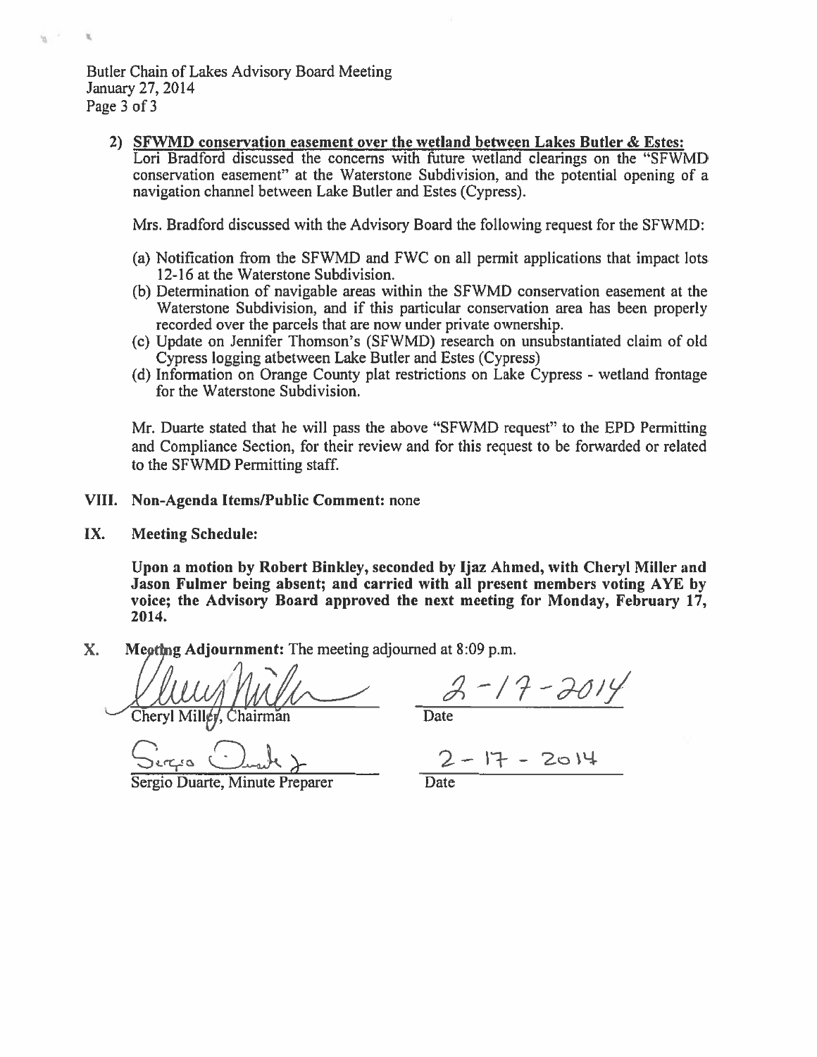2) **SFWMD conservation easement over the wetland between Lakes Butler & Estes:**
Lori Bradford discussed the concerns with future wetland clearings on the "SFWMD conservation easement" at the Waterstone Subdivision, and the potential opening of a navigation channel between Lake Butler and Estes (Cypress).

Mrs. Bradford discussed with the Advisory Board the following request for the SFWMD:

(a) Notification from the SFWMD and FWC on all permit applications that impact lots 12-16 at the Waterstone Subdivision.
(b) Determination of navigable areas within the SFWMD conservation easement at the Waterstone Subdivision, and if this particular conservation area has been properly recorded over the parcels that are now under private ownership.
(c) Update on Jennifer Thomson's (SFWMD) research on unsubstantiated claim of old Cypress logging atbetween Lake Butler and Estes (Cypress)
(d) Information on Orange County plat restrictions on Lake Cypress - wetland frontage for the Waterstone Subdivision.

Mr. Duarte stated that he will pass the above "SFWMD request" to the EPD Permitting and Compliance Section, for their review and for this request to be forwarded or related to the SFWMD Permitting staff.

**VIII. Non-Agenda Items/Public Comment:** none

**IX. Meeting Schedule:**

**Upon a motion by Robert Binkley, seconded by Ijaz Ahmed, with Cheryl Miller and Jason Fulmer being absent; and carried with all present members voting AYE by voice; the Advisory Board approved the next meeting for Monday, February 17, 2014.**

**X. Meeting Adjournment:** The meeting adjourned at 8:09 p.m.

Cheryl Miller, Chairman — Date: 2-17-2014

Sergio Duarte, Minute Preparer — Date: 2-17-2014